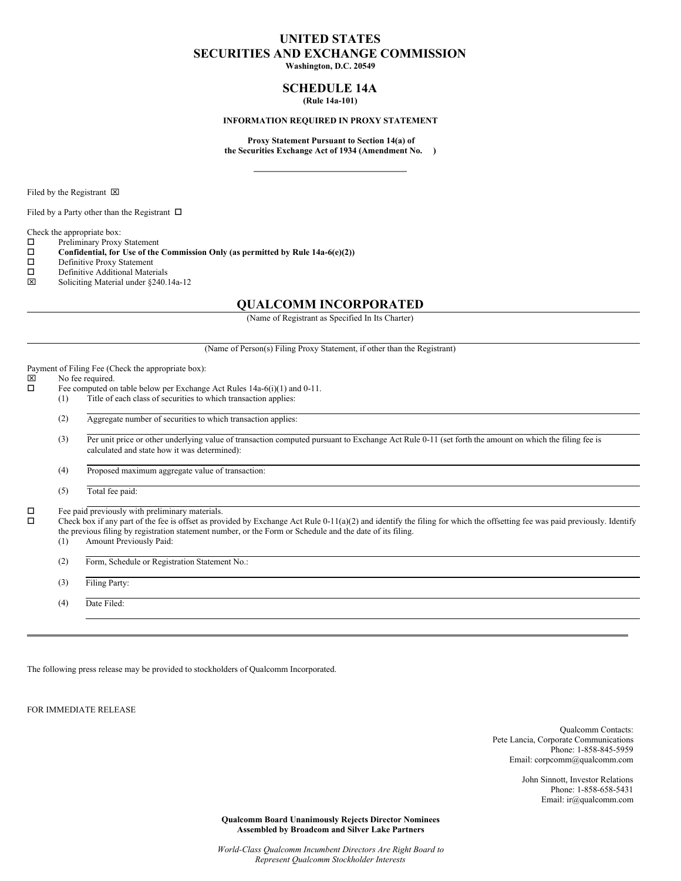# UNITED STATES
# SECURITIES AND EXCHANGE COMMISSION

**Washington, D.C. 20549**

## SCHEDULE 14A

**(Rule 14a-101)**

**INFORMATION REQUIRED IN PROXY STATEMENT**

**Proxy Statement Pursuant to Section 14(a) of the Securities Exchange Act of 1934 (Amendment No. )**

---

Filed by the Registrant ☒

Filed by a Party other than the Registrant ☐

Check the appropriate box:

☐ Preliminary Proxy Statement
☐ **Confidential, for Use of the Commission Only (as permitted by Rule 14a-6(e)(2))**
☐ Definitive Proxy Statement
☐ Definitive Additional Materials
☒ Soliciting Material under §240.14a-12

## QUALCOMM INCORPORATED

(Name of Registrant as Specified In Its Charter)

(Name of Person(s) Filing Proxy Statement, if other than the Registrant)

Payment of Filing Fee (Check the appropriate box):

☒ No fee required.
☐ Fee computed on table below per Exchange Act Rules 14a-6(i)(1) and 0-11.

(1) Title of each class of securities to which transaction applies:

(2) Aggregate number of securities to which transaction applies:

(3) Per unit price or other underlying value of transaction computed pursuant to Exchange Act Rule 0-11 (set forth the amount on which the filing fee is calculated and state how it was determined):

(4) Proposed maximum aggregate value of transaction:

(5) Total fee paid:

☐ Fee paid previously with preliminary materials.
☐ Check box if any part of the fee is offset as provided by Exchange Act Rule 0-11(a)(2) and identify the filing for which the offsetting fee was paid previously. Identify the previous filing by registration statement number, or the Form or Schedule and the date of its filing.

(1) Amount Previously Paid:

(2) Form, Schedule or Registration Statement No.:

(3) Filing Party:

(4) Date Filed:

---

The following press release may be provided to stockholders of Qualcomm Incorporated.

FOR IMMEDIATE RELEASE

Qualcomm Contacts:
Pete Lancia, Corporate Communications
Phone: 1-858-845-5959
Email: corpcomm@qualcomm.com

John Sinnott, Investor Relations
Phone: 1-858-658-5431
Email: ir@qualcomm.com

**Qualcomm Board Unanimously Rejects Director Nominees Assembled by Broadcom and Silver Lake Partners**

*World-Class Qualcomm Incumbent Directors Are Right Board to Represent Qualcomm Stockholder Interests*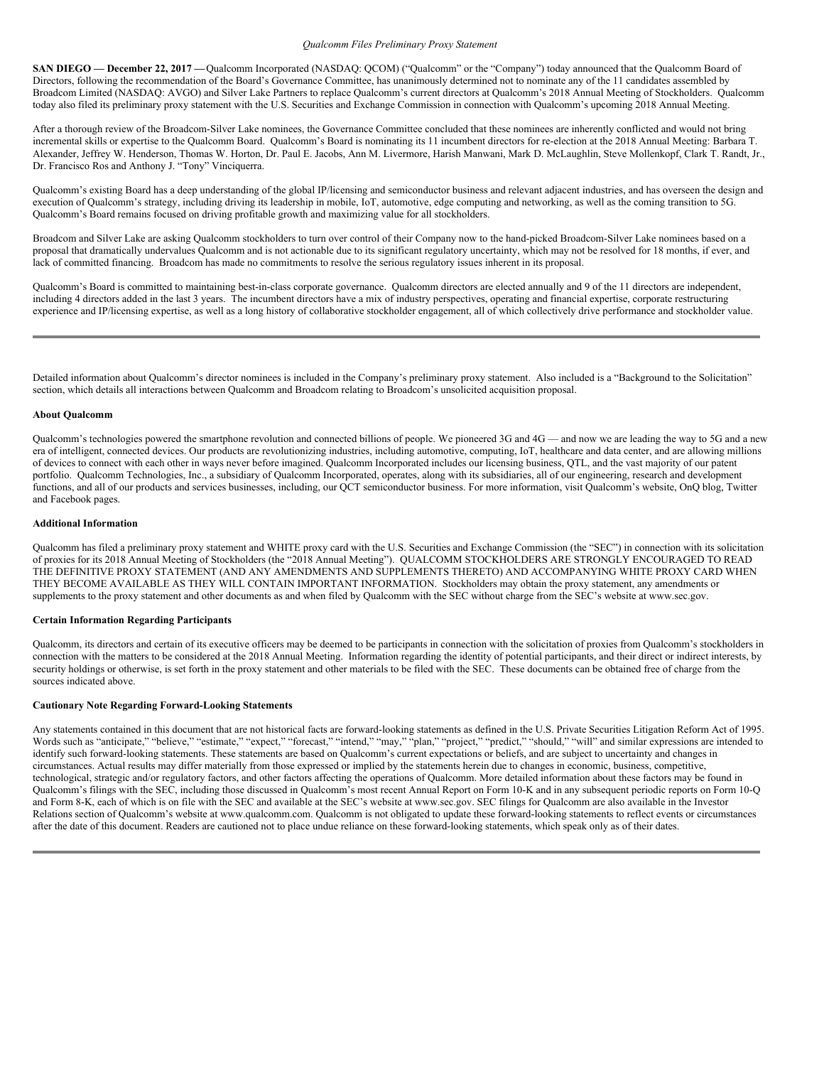*Qualcomm Files Preliminary Proxy Statement*

**SAN DIEGO — December 22, 2017 —** Qualcomm Incorporated (NASDAQ: QCOM) ("Qualcomm" or the "Company") today announced that the Qualcomm Board of Directors, following the recommendation of the Board's Governance Committee, has unanimously determined not to nominate any of the 11 candidates assembled by Broadcom Limited (NASDAQ: AVGO) and Silver Lake Partners to replace Qualcomm's current directors at Qualcomm's 2018 Annual Meeting of Stockholders. Qualcomm today also filed its preliminary proxy statement with the U.S. Securities and Exchange Commission in connection with Qualcomm's upcoming 2018 Annual Meeting.

After a thorough review of the Broadcom-Silver Lake nominees, the Governance Committee concluded that these nominees are inherently conflicted and would not bring incremental skills or expertise to the Qualcomm Board. Qualcomm's Board is nominating its 11 incumbent directors for re-election at the 2018 Annual Meeting: Barbara T. Alexander, Jeffrey W. Henderson, Thomas W. Horton, Dr. Paul E. Jacobs, Ann M. Livermore, Harish Manwani, Mark D. McLaughlin, Steve Mollenkopf, Clark T. Randt, Jr., Dr. Francisco Ros and Anthony J. "Tony" Vinciquerra.

Qualcomm's existing Board has a deep understanding of the global IP/licensing and semiconductor business and relevant adjacent industries, and has overseen the design and execution of Qualcomm's strategy, including driving its leadership in mobile, IoT, automotive, edge computing and networking, as well as the coming transition to 5G. Qualcomm's Board remains focused on driving profitable growth and maximizing value for all stockholders.

Broadcom and Silver Lake are asking Qualcomm stockholders to turn over control of their Company now to the hand-picked Broadcom-Silver Lake nominees based on a proposal that dramatically undervalues Qualcomm and is not actionable due to its significant regulatory uncertainty, which may not be resolved for 18 months, if ever, and lack of committed financing. Broadcom has made no commitments to resolve the serious regulatory issues inherent in its proposal.

Qualcomm's Board is committed to maintaining best-in-class corporate governance. Qualcomm directors are elected annually and 9 of the 11 directors are independent, including 4 directors added in the last 3 years. The incumbent directors have a mix of industry perspectives, operating and financial expertise, corporate restructuring experience and IP/licensing expertise, as well as a long history of collaborative stockholder engagement, all of which collectively drive performance and stockholder value.

---

Detailed information about Qualcomm's director nominees is included in the Company's preliminary proxy statement. Also included is a "Background to the Solicitation" section, which details all interactions between Qualcomm and Broadcom relating to Broadcom's unsolicited acquisition proposal.

**About Qualcomm**

Qualcomm's technologies powered the smartphone revolution and connected billions of people. We pioneered 3G and 4G — and now we are leading the way to 5G and a new era of intelligent, connected devices. Our products are revolutionizing industries, including automotive, computing, IoT, healthcare and data center, and are allowing millions of devices to connect with each other in ways never before imagined. Qualcomm Incorporated includes our licensing business, QTL, and the vast majority of our patent portfolio. Qualcomm Technologies, Inc., a subsidiary of Qualcomm Incorporated, operates, along with its subsidiaries, all of our engineering, research and development functions, and all of our products and services businesses, including, our QCT semiconductor business. For more information, visit Qualcomm's website, OnQ blog, Twitter and Facebook pages.

**Additional Information**

Qualcomm has filed a preliminary proxy statement and WHITE proxy card with the U.S. Securities and Exchange Commission (the "SEC") in connection with its solicitation of proxies for its 2018 Annual Meeting of Stockholders (the "2018 Annual Meeting"). QUALCOMM STOCKHOLDERS ARE STRONGLY ENCOURAGED TO READ THE DEFINITIVE PROXY STATEMENT (AND ANY AMENDMENTS AND SUPPLEMENTS THERETO) AND ACCOMPANYING WHITE PROXY CARD WHEN THEY BECOME AVAILABLE AS THEY WILL CONTAIN IMPORTANT INFORMATION. Stockholders may obtain the proxy statement, any amendments or supplements to the proxy statement and other documents as and when filed by Qualcomm with the SEC without charge from the SEC's website at www.sec.gov.

**Certain Information Regarding Participants**

Qualcomm, its directors and certain of its executive officers may be deemed to be participants in connection with the solicitation of proxies from Qualcomm's stockholders in connection with the matters to be considered at the 2018 Annual Meeting. Information regarding the identity of potential participants, and their direct or indirect interests, by security holdings or otherwise, is set forth in the proxy statement and other materials to be filed with the SEC. These documents can be obtained free of charge from the sources indicated above.

**Cautionary Note Regarding Forward-Looking Statements**

Any statements contained in this document that are not historical facts are forward-looking statements as defined in the U.S. Private Securities Litigation Reform Act of 1995. Words such as "anticipate," "believe," "estimate," "expect," "forecast," "intend," "may," "plan," "project," "predict," "should," "will" and similar expressions are intended to identify such forward-looking statements. These statements are based on Qualcomm's current expectations or beliefs, and are subject to uncertainty and changes in circumstances. Actual results may differ materially from those expressed or implied by the statements herein due to changes in economic, business, competitive, technological, strategic and/or regulatory factors, and other factors affecting the operations of Qualcomm. More detailed information about these factors may be found in Qualcomm's filings with the SEC, including those discussed in Qualcomm's most recent Annual Report on Form 10-K and in any subsequent periodic reports on Form 10-Q and Form 8-K, each of which is on file with the SEC and available at the SEC's website at www.sec.gov. SEC filings for Qualcomm are also available in the Investor Relations section of Qualcomm's website at www.qualcomm.com. Qualcomm is not obligated to update these forward-looking statements to reflect events or circumstances after the date of this document. Readers are cautioned not to place undue reliance on these forward-looking statements, which speak only as of their dates.